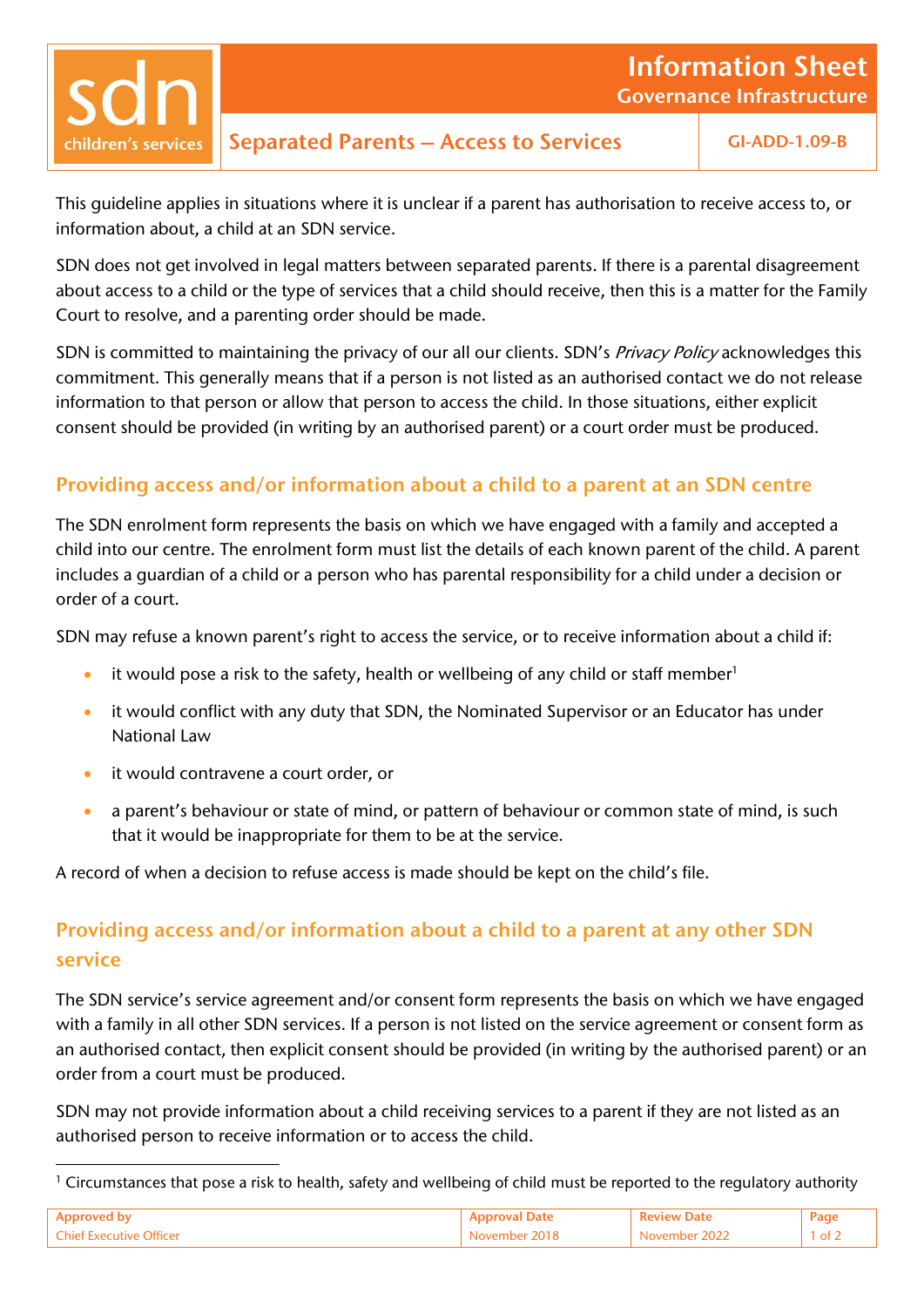# Information Sheet
## Governance Infrastructure

## Separated Parents – Access to Services

GI-ADD-1.09-B

This guideline applies in situations where it is unclear if a parent has authorisation to receive access to, or information about, a child at an SDN service.

SDN does not get involved in legal matters between separated parents. If there is a parental disagreement about access to a child or the type of services that a child should receive, then this is a matter for the Family Court to resolve, and a parenting order should be made.

SDN is committed to maintaining the privacy of our all our clients. SDN's *Privacy Policy* acknowledges this commitment. This generally means that if a person is not listed as an authorised contact we do not release information to that person or allow that person to access the child. In those situations, either explicit consent should be provided (in writing by an authorised parent) or a court order must be produced.

## Providing access and/or information about a child to a parent at an SDN centre

The SDN enrolment form represents the basis on which we have engaged with a family and accepted a child into our centre. The enrolment form must list the details of each known parent of the child. A parent includes a guardian of a child or a person who has parental responsibility for a child under a decision or order of a court.

SDN may refuse a known parent's right to access the service, or to receive information about a child if:

- it would pose a risk to the safety, health or wellbeing of any child or staff member[1]
- it would conflict with any duty that SDN, the Nominated Supervisor or an Educator has under National Law
- it would contravene a court order, or
- a parent's behaviour or state of mind, or pattern of behaviour or common state of mind, is such that it would be inappropriate for them to be at the service.

A record of when a decision to refuse access is made should be kept on the child's file.

## Providing access and/or information about a child to a parent at any other SDN service

The SDN service's service agreement and/or consent form represents the basis on which we have engaged with a family in all other SDN services. If a person is not listed on the service agreement or consent form as an authorised contact, then explicit consent should be provided (in writing by the authorised parent) or an order from a court must be produced.

SDN may not provide information about a child receiving services to a parent if they are not listed as an authorised person to receive information or to access the child.

[1] Circumstances that pose a risk to health, safety and wellbeing of child must be reported to the regulatory authority

| Approved by | Approval Date | Review Date |
| --- | --- | --- |
| Chief Executive Officer | November 2018 | November 2022 |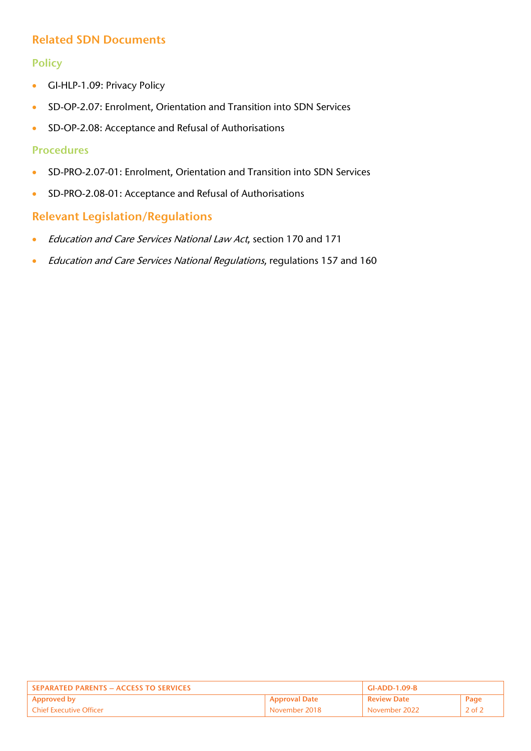## Related SDN Documents

### Policy

- GI-HLP-1.09: Privacy Policy
- SD-OP-2.07: Enrolment, Orientation and Transition into SDN Services
- SD-OP-2.08: Acceptance and Refusal of Authorisations

### Procedures

- SD-PRO-2.07-01: Enrolment, Orientation and Transition into SDN Services
- SD-PRO-2.08-01: Acceptance and Refusal of Authorisations

## Relevant Legislation/Regulations

- *Education and Care Services National Law Act*, section 170 and 171
- *Education and Care Services National Regulations*, regulations 157 and 160